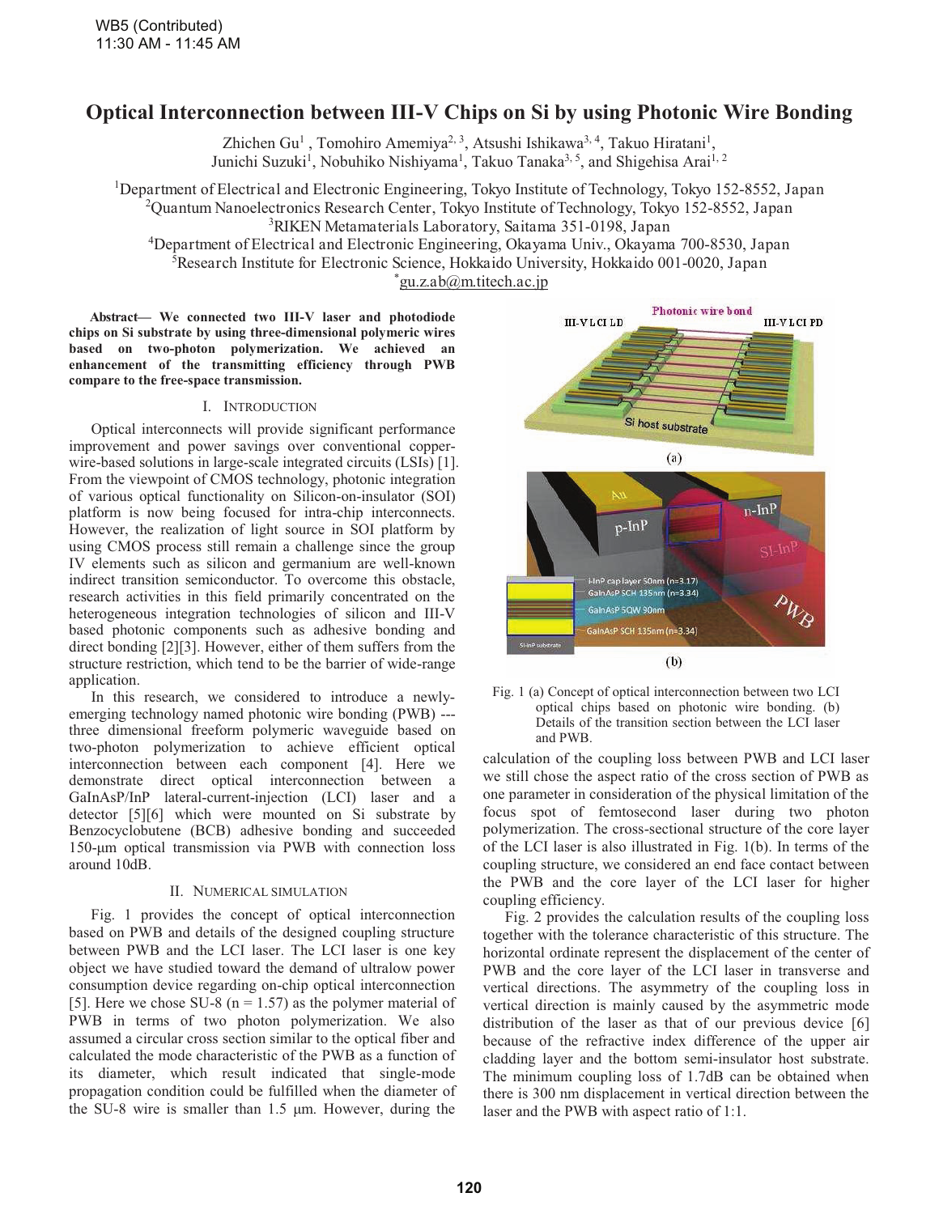# Optical Interconnection between III-V Chips on Si by using Photonic Wire Bonding

Zhichen Gu[1], Tomohiro Amemiya[2, 3], Atsushi Ishikawa[3, 4], Takuo Hiratani[1], Junichi Suzuki[1], Nobuhiko Nishiyama[1], Takuo Tanaka[3, 5], and Shigehisa Arai[1, 2]

[1]Department of Electrical and Electronic Engineering, Tokyo Institute of Technology, Tokyo 152-8552, Japan
[2]Quantum Nanoelectronics Research Center, Tokyo Institute of Technology, Tokyo 152-8552, Japan
[3]RIKEN Metamaterials Laboratory, Saitama 351-0198, Japan
[4]Department of Electrical and Electronic Engineering, Okayama Univ., Okayama 700-8530, Japan
[5]Research Institute for Electronic Science, Hokkaido University, Hokkaido 001-0020, Japan
*gu.z.ab@m.titech.ac.jp

**Abstract— We connected two III-V laser and photodiode chips on Si substrate by using three-dimensional polymeric wires based on two-photon polymerization. We achieved an enhancement of the transmitting efficiency through PWB compare to the free-space transmission.**

## I. Introduction

Optical interconnects will provide significant performance improvement and power savings over conventional copper-wire-based solutions in large-scale integrated circuits (LSIs) [1]. From the viewpoint of CMOS technology, photonic integration of various optical functionality on Silicon-on-insulator (SOI) platform is now being focused for intra-chip interconnects. However, the realization of light source in SOI platform by using CMOS process still remain a challenge since the group IV elements such as silicon and germanium are well-known indirect transition semiconductor. To overcome this obstacle, research activities in this field primarily concentrated on the heterogeneous integration technologies of silicon and III-V based photonic components such as adhesive bonding and direct bonding [2][3]. However, either of them suffers from the structure restriction, which tend to be the barrier of wide-range application.

In this research, we considered to introduce a newly-emerging technology named photonic wire bonding (PWB) --- three dimensional freeform polymeric waveguide based on two-photon polymerization to achieve efficient optical interconnection between each component [4]. Here we demonstrate direct optical interconnection between a GaInAsP/InP lateral-current-injection (LCI) laser and a detector [5][6] which were mounted on Si substrate by Benzocyclobutene (BCB) adhesive bonding and succeeded 150-μm optical transmission via PWB with connection loss around 10dB.

## II. Numerical Simulation

Fig. 1 provides the concept of optical interconnection based on PWB and details of the designed coupling structure between PWB and the LCI laser. The LCI laser is one key object we have studied toward the demand of ultralow power consumption device regarding on-chip optical interconnection [5]. Here we chose SU-8 ($n = 1.57$) as the polymer material of PWB in terms of two photon polymerization. We also assumed a circular cross section similar to the optical fiber and calculated the mode characteristic of the PWB as a function of its diameter, which result indicated that single-mode propagation condition could be fulfilled when the diameter of the SU-8 wire is smaller than 1.5 μm. However, during the calculation of the coupling loss between PWB and LCI laser we still chose the aspect ratio of the cross section of PWB as one parameter in consideration of the physical limitation of the focus spot of femtosecond laser during two photon polymerization. The cross-sectional structure of the core layer of the LCI laser is also illustrated in Fig. 1(b). In terms of the coupling structure, we considered an end face contact between the PWB and the core layer of the LCI laser for higher coupling efficiency.

Fig. 1 (a) Concept of optical interconnection between two LCI optical chips based on photonic wire bonding. (b) Details of the transition section between the LCI laser and PWB.

Fig. 2 provides the calculation results of the coupling loss together with the tolerance characteristic of this structure. The horizontal ordinate represent the displacement of the center of PWB and the core layer of the LCI laser in transverse and vertical directions. The asymmetry of the coupling loss in vertical direction is mainly caused by the asymmetric mode distribution of the laser as that of our previous device [6] because of the refractive index difference of the upper air cladding layer and the bottom semi-insulator host substrate. The minimum coupling loss of 1.7dB can be obtained when there is 300 nm displacement in vertical direction between the laser and the PWB with aspect ratio of 1:1.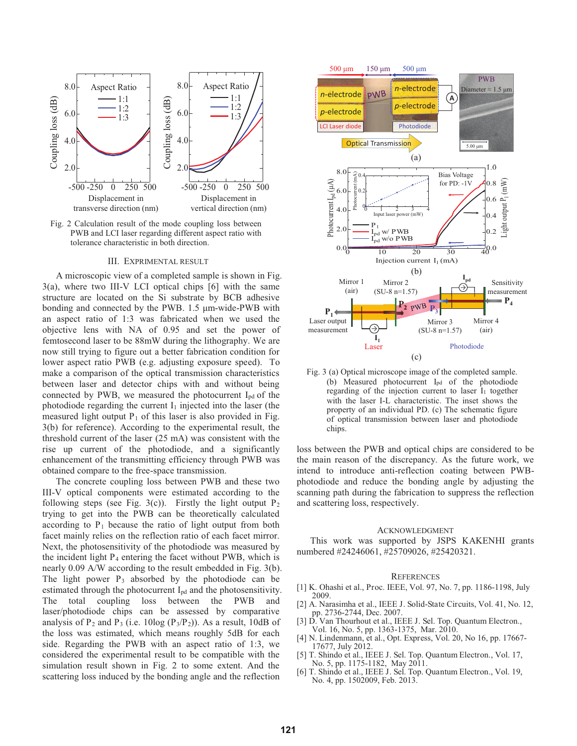Aspect Ratio
1:1
1:2
1:3

Coupling loss (dB)

8.0
6.0
4.0
2.0

-500 -250 0 250 500

Displacement in transverse direction (nm)

Aspect Ratio
1:1
1:2
1:3

Coupling loss (dB)

8.0
6.0
4.0
2.0

-500 -250 0 250 500

Displacement in vertical direction (nm)

Fig. 2 Calculation result of the mode coupling loss between PWB and LCI laser regarding different aspect ratio with tolerance characteristic in both direction.

## III. EXPRIMENTAL RESULT

A microscopic view of a completed sample is shown in Fig. 3(a), where two III-V LCI optical chips [6] with the same structure are located on the Si substrate by BCB adhesive bonding and connected by the PWB. 1.5 µm-wide-PWB with an aspect ratio of 1:3 was fabricated when we used the objective lens with NA of 0.95 and set the power of femtosecond laser to be 88mW during the lithography. We are now still trying to figure out a better fabrication condition for lower aspect ratio PWB (e.g. adjusting exposure speed). To make a comparison of the optical transmission characteristics between laser and detector chips with and without being connected by PWB, we measured the photocurrent $I_{pd}$ of the photodiode regarding the current $I_1$ injected into the laser (the measured light output $P_1$ of this laser is also provided in Fig. 3(b) for reference). According to the experimental result, the threshold current of the laser (25 mA) was consistent with the rise up current of the photodiode, and a significantly enhancement of the transmitting efficiency through PWB was obtained compare to the free-space transmission.

The concrete coupling loss between PWB and these two III-V optical components were estimated according to the following steps (see Fig. 3(c)). Firstly the light output $P_2$ trying to get into the PWB can be theoretically calculated according to $P_1$ because the ratio of light output from both facet mainly relies on the reflection ratio of each facet mirror. Next, the photosensitivity of the photodiode was measured by the incident light $P_4$ entering the facet without PWB, which is nearly 0.09 A/W according to the result embedded in Fig. 3(b). The light power $P_3$ absorbed by the photodiode can be estimated through the photocurrent $I_{pd}$ and the photosensitivity. The total coupling loss between the PWB and laser/photodiode chips can be assessed by comparative analysis of $P_2$ and $P_3$ (i.e. $10\log(P_3/P_2)$). As a result, 10dB of the loss was estimated, which means roughly 5dB for each side. Regarding the PWB with an aspect ratio of 1:3, we considered the experimental result to be compatible with the simulation result shown in Fig. 2 to some extent. And the scattering loss induced by the bonding angle and the reflection loss between the PWB and optical chips are considered to be the main reason of the discrepancy. As the future work, we intend to introduce anti-reflection coating between PWB-photodiode and reduce the bonding angle by adjusting the scanning path during the fabrication to suppress the reflection and scattering loss, respectively.

500 µm 150 µm 500 µm

n-electrode
p-electrode
LCI Laser diode
PWB
n-electrode
p-electrode
Photodiode
A
PWB
Diameter ≈ 1.5 µm
5.00 µm
Optical Transmission

(a)

Photocurrent $I_{pd}$ (µA)
8.0
6.0
4.0
2.0
0.0

Photocurrent (mA)
0.4
0.2
0
0 1 2 3 4
Input laser power (mW)

Bias Voltage for PD: -1V

$P_1$
$I_{pd}$ w/ PWB
$I_{pd}$ w/o PWB

Light output $P_1$ (mW)
1.0
0.8
0.6
0.4
0.2
0.0

0 10 20 30 40

Injection current $I_1$ (mA)

(b)

Mirror 1 (air)
Mirror 2 (SU-8 n=1.57)
$I_{pd}$
Sensitivity measurement
$P_4$
$P_1$
Laser output measurement
$P_2$ PWB $P_3$
Mirror 3 (SU-8 n=1.57)
Mirror 4 (air)
$I_1$
Laser
Photodiode

(c)

Fig. 3 (a) Optical microscope image of the completed sample. (b) Measured photocurrent $I_{pd}$ of the photodiode regarding of the injection current to laser $I_1$ together with the laser I-L characteristic. The inset shows the property of an individual PD. (c) The schematic figure of optical transmission between laser and photodiode chips.

## ACKNOWLEDGMENT

This work was supported by JSPS KAKENHI grants numbered #24246061, #25709026, #25420321.

## REFERENCES

[1] K. Ohashi et al., Proc. IEEE, Vol. 97, No. 7, pp. 1186-1198, July 2009.

[2] A. Narasimha et al., IEEE J. Solid-State Circuits, Vol. 41, No. 12, pp. 2736-2744, Dec. 2007.

[3] D. Van Thourhout et al., IEEE J. Sel. Top. Quantum Electron., Vol. 16, No. 5, pp. 1363-1375, Mar. 2010.

[4] N. Lindenmann, et al., Opt. Express, Vol. 20, No 16, pp. 17667-17677, July 2012.

[5] T. Shindo et al., IEEE J. Sel. Top. Quantum Electron., Vol. 17, No. 5, pp. 1175-1182, May 2011.

[6] T. Shindo et al., IEEE J. Sel. Top. Quantum Electron., Vol. 19, No. 4, pp. 1502009, Feb. 2013.